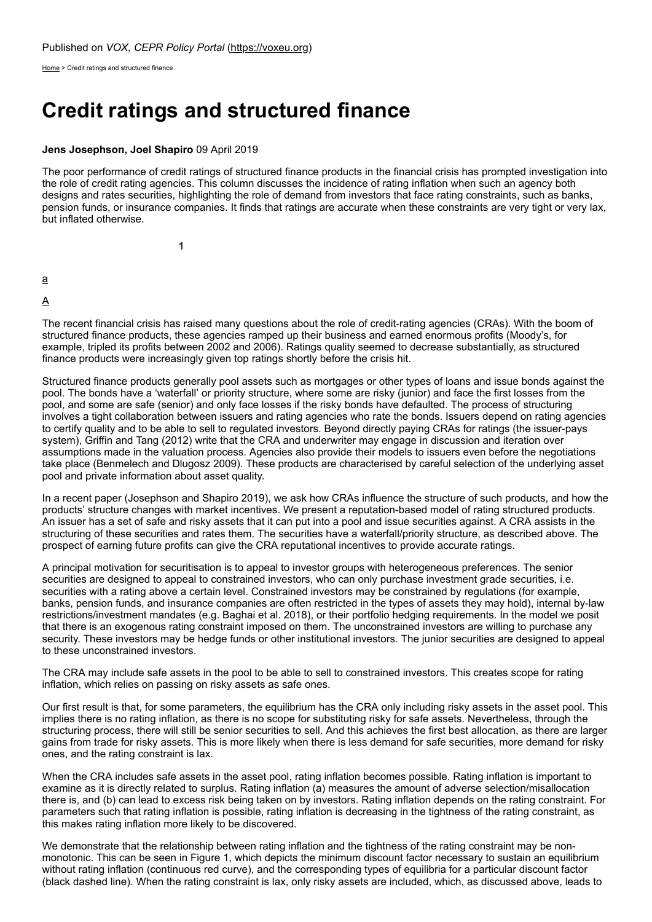Published on *VOX, CEPR Policy Portal* (https://voxeu.org)

Home > Credit ratings and structured finance

# Credit ratings and structured finance

**Jens Josephson, Joel Shapiro** 09 April 2019

The poor performance of credit ratings of structured finance products in the financial crisis has prompted investigation into the role of credit rating agencies. This column discusses the incidence of rating inflation when such an agency both designs and rates securities, highlighting the role of demand from investors that face rating constraints, such as banks, pension funds, or insurance companies. It finds that ratings are accurate when these constraints are very tight or very lax, but inflated otherwise.

1

a

A

The recent financial crisis has raised many questions about the role of credit-rating agencies (CRAs). With the boom of structured finance products, these agencies ramped up their business and earned enormous profits (Moody's, for example, tripled its profits between 2002 and 2006). Ratings quality seemed to decrease substantially, as structured finance products were increasingly given top ratings shortly before the crisis hit.

Structured finance products generally pool assets such as mortgages or other types of loans and issue bonds against the pool. The bonds have a 'waterfall' or priority structure, where some are risky (junior) and face the first losses from the pool, and some are safe (senior) and only face losses if the risky bonds have defaulted. The process of structuring involves a tight collaboration between issuers and rating agencies who rate the bonds. Issuers depend on rating agencies to certify quality and to be able to sell to regulated investors. Beyond directly paying CRAs for ratings (the issuer-pays system), Griffin and Tang (2012) write that the CRA and underwriter may engage in discussion and iteration over assumptions made in the valuation process. Agencies also provide their models to issuers even before the negotiations take place (Benmelech and Dlugosz 2009). These products are characterised by careful selection of the underlying asset pool and private information about asset quality.

In a recent paper (Josephson and Shapiro 2019), we ask how CRAs influence the structure of such products, and how the products' structure changes with market incentives. We present a reputation-based model of rating structured products. An issuer has a set of safe and risky assets that it can put into a pool and issue securities against. A CRA assists in the structuring of these securities and rates them. The securities have a waterfall/priority structure, as described above. The prospect of earning future profits can give the CRA reputational incentives to provide accurate ratings.

A principal motivation for securitisation is to appeal to investor groups with heterogeneous preferences. The senior securities are designed to appeal to constrained investors, who can only purchase investment grade securities, i.e. securities with a rating above a certain level. Constrained investors may be constrained by regulations (for example, banks, pension funds, and insurance companies are often restricted in the types of assets they may hold), internal by-law restrictions/investment mandates (e.g. Baghai et al. 2018), or their portfolio hedging requirements. In the model we posit that there is an exogenous rating constraint imposed on them. The unconstrained investors are willing to purchase any security. These investors may be hedge funds or other institutional investors. The junior securities are designed to appeal to these unconstrained investors.

The CRA may include safe assets in the pool to be able to sell to constrained investors. This creates scope for rating inflation, which relies on passing on risky assets as safe ones.

Our first result is that, for some parameters, the equilibrium has the CRA only including risky assets in the asset pool. This implies there is no rating inflation, as there is no scope for substituting risky for safe assets. Nevertheless, through the structuring process, there will still be senior securities to sell. And this achieves the first best allocation, as there are larger gains from trade for risky assets. This is more likely when there is less demand for safe securities, more demand for risky ones, and the rating constraint is lax.

When the CRA includes safe assets in the asset pool, rating inflation becomes possible. Rating inflation is important to examine as it is directly related to surplus. Rating inflation (a) measures the amount of adverse selection/misallocation there is, and (b) can lead to excess risk being taken on by investors. Rating inflation depends on the rating constraint. For parameters such that rating inflation is possible, rating inflation is decreasing in the tightness of the rating constraint, as this makes rating inflation more likely to be discovered.

We demonstrate that the relationship between rating inflation and the tightness of the rating constraint may be non-monotonic. This can be seen in Figure 1, which depicts the minimum discount factor necessary to sustain an equilibrium without rating inflation (continuous red curve), and the corresponding types of equilibria for a particular discount factor (black dashed line). When the rating constraint is lax, only risky assets are included, which, as discussed above, leads to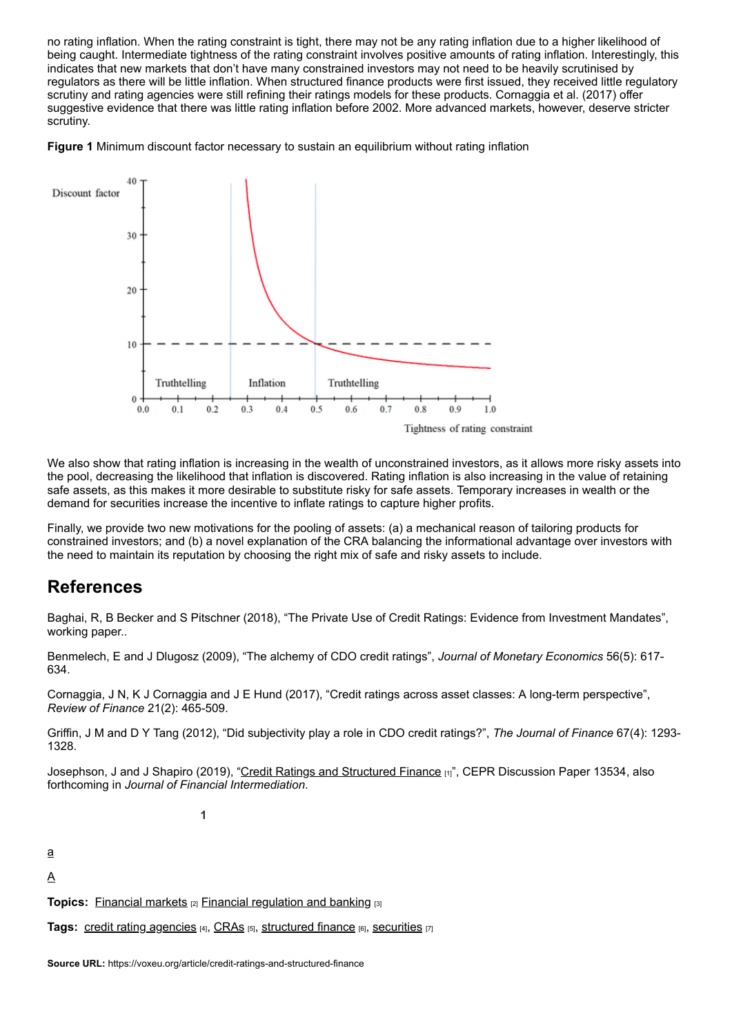no rating inflation. When the rating constraint is tight, there may not be any rating inflation due to a higher likelihood of being caught. Intermediate tightness of the rating constraint involves positive amounts of rating inflation. Interestingly, this indicates that new markets that don't have many constrained investors may not need to be heavily scrutinised by regulators as there will be little inflation. When structured finance products were first issued, they received little regulatory scrutiny and rating agencies were still refining their ratings models for these products. Cornaggia et al. (2017) offer suggestive evidence that there was little rating inflation before 2002. More advanced markets, however, deserve stricter scrutiny.

**Figure 1** Minimum discount factor necessary to sustain an equilibrium without rating inflation

We also show that rating inflation is increasing in the wealth of unconstrained investors, as it allows more risky assets into the pool, decreasing the likelihood that inflation is discovered. Rating inflation is also increasing in the value of retaining safe assets, as this makes it more desirable to substitute risky for safe assets. Temporary increases in wealth or the demand for securities increase the incentive to inflate ratings to capture higher profits.

Finally, we provide two new motivations for the pooling of assets: (a) a mechanical reason of tailoring products for constrained investors; and (b) a novel explanation of the CRA balancing the informational advantage over investors with the need to maintain its reputation by choosing the right mix of safe and risky assets to include.

## References

Baghai, R, B Becker and S Pitschner (2018), "The Private Use of Credit Ratings: Evidence from Investment Mandates", working paper..

Benmelech, E and J Dlugosz (2009), "The alchemy of CDO credit ratings", *Journal of Monetary Economics* 56(5): 617-634.

Cornaggia, J N, K J Cornaggia and J E Hund (2017), "Credit ratings across asset classes: A long-term perspective", *Review of Finance* 21(2): 465-509.

Griffin, J M and D Y Tang (2012), "Did subjectivity play a role in CDO credit ratings?", *The Journal of Finance* 67(4): 1293-1328.

Josephson, J and J Shapiro (2019), "Credit Ratings and Structured Finance [1]", CEPR Discussion Paper 13534, also forthcoming in *Journal of Financial Intermediation*.

1

a

A

**Topics:** Financial markets [2] Financial regulation and banking [3]

**Tags:** credit rating agencies [4], CRAs [5], structured finance [6], securities [7]

**Source URL:** https://voxeu.org/article/credit-ratings-and-structured-finance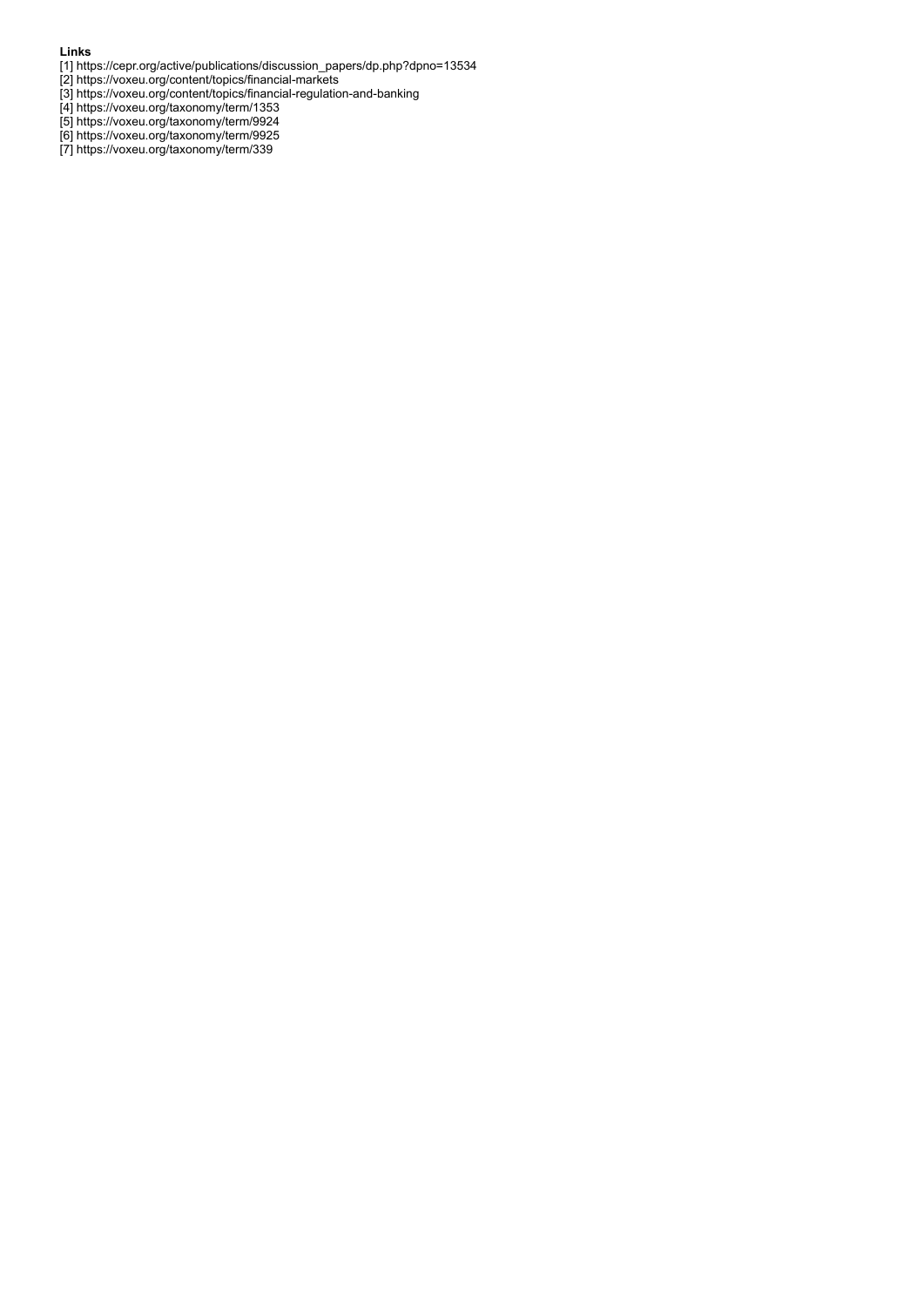**Links**

[1] https://cepr.org/active/publications/discussion_papers/dp.php?dpno=13534
[2] https://voxeu.org/content/topics/financial-markets
[3] https://voxeu.org/content/topics/financial-regulation-and-banking
[4] https://voxeu.org/taxonomy/term/1353
[5] https://voxeu.org/taxonomy/term/9924
[6] https://voxeu.org/taxonomy/term/9925
[7] https://voxeu.org/taxonomy/term/339